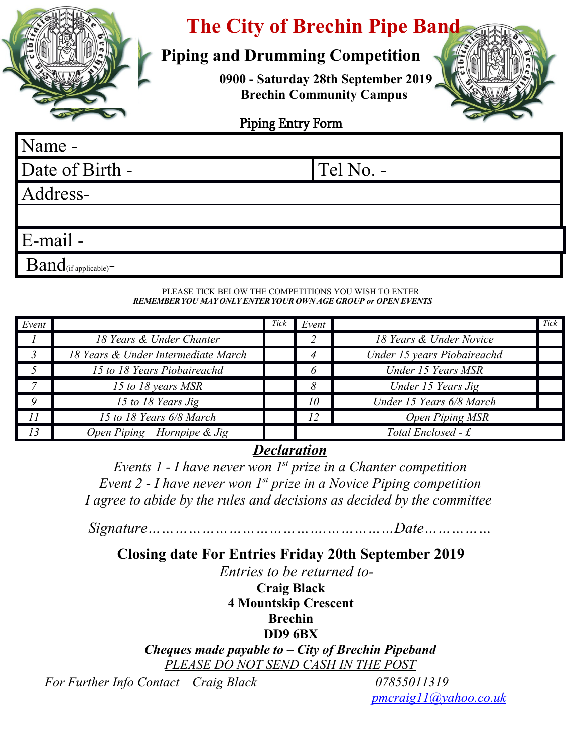# The City of Brechin Pipe Band

## Piping and Drumming Competition

**0900 - Saturday 28th September 2019**
**Brechin Community Campus**

Piping Entry Form

| Name - | |
|---|---|
| Date of Birth - | Tel No. - |
| Address- | |
| | |
| E-mail - | |
| Band(if applicable)- | |

PLEASE TICK BELOW THE COMPETITIONS YOU WISH TO ENTER
***REMEMBER YOU MAY ONLY ENTER YOUR OWN AGE GROUP or OPEN EVENTS***

| *Event* | | *Tick* | *Event* | | *Tick* |
|---|---|---|---|---|---|
| *1* | *18 Years & Under Chanter* | | *2* | *18 Years & Under Novice* | |
| *3* | *18 Years & Under Intermediate March* | | *4* | *Under 15 years Piobaireachd* | |
| *5* | *15 to 18 Years Piobaireachd* | | *6* | *Under 15 Years MSR* | |
| *7* | *15 to 18 years MSR* | | *8* | *Under 15 Years Jig* | |
| *9* | *15 to 18 Years Jig* | | *10* | *Under 15 Years 6/8 March* | |
| *11* | *15 to 18 Years 6/8 March* | | *12* | *Open Piping MSR* | |
| *13* | *Open Piping – Hornpipe & Jig* | | *Total Enclosed - £* | | |

***Declaration***

*Events 1 - I have never won 1st prize in a Chanter competition*
*Event 2 - I have never won 1st prize in a Novice Piping competition*
*I agree to abide by the rules and decisions as decided by the committee*

*Signature…………………………………………….……Date……………*

**Closing date For Entries Friday 20th September 2019**

*Entries to be returned to-*
**Craig Black**
**4 Mountskip Crescent**
**Brechin**
**DD9 6BX**

***Cheques made payable to – City of Brechin Pipeband***
PLEASE DO NOT SEND CASH IN THE POST

*For Further Info Contact Craig Black* *07855011319*
pmcraig11@yahoo.co.uk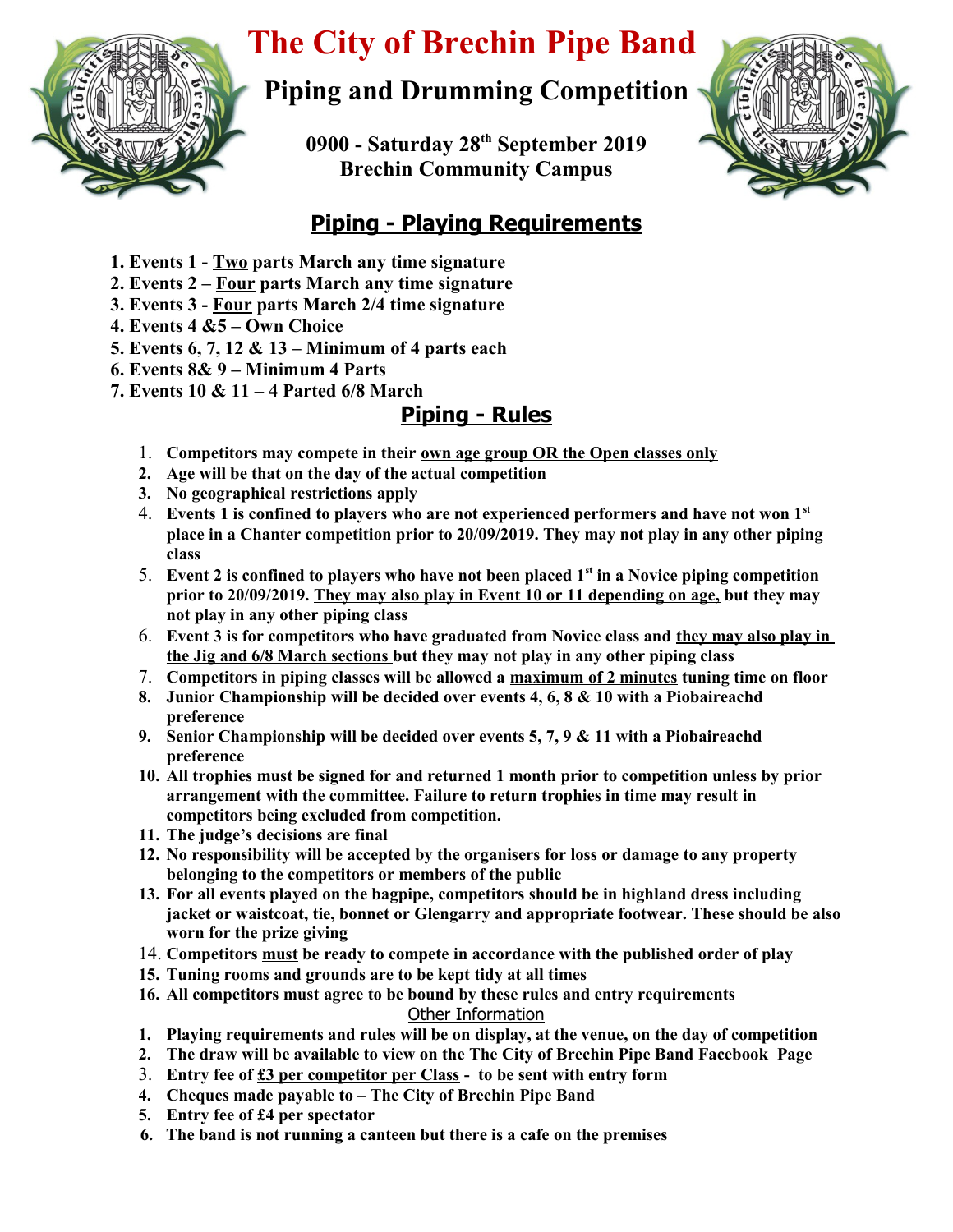# The City of Brechin Pipe Band

## Piping and Drumming Competition

**0900 - Saturday 28th September 2019**
**Brechin Community Campus**

## Piping - Playing Requirements

1. Events 1 - Two parts March any time signature
2. Events 2 – Four parts March any time signature
3. Events 3 - Four parts March 2/4 time signature
4. Events 4 &5 – Own Choice
5. Events 6, 7, 12 & 13 – Minimum of 4 parts each
6. Events 8& 9 – Minimum 4 Parts
7. Events 10 & 11 – 4 Parted 6/8 March

## Piping - Rules

1. Competitors may compete in their own age group OR the Open classes only
2. Age will be that on the day of the actual competition
3. No geographical restrictions apply
4. Events 1 is confined to players who are not experienced performers and have not won 1st place in a Chanter competition prior to 20/09/2019. They may not play in any other piping class
5. Event 2 is confined to players who have not been placed 1st in a Novice piping competition prior to 20/09/2019. They may also play in Event 10 or 11 depending on age, but they may not play in any other piping class
6. Event 3 is for competitors who have graduated from Novice class and they may also play in the Jig and 6/8 March sections but they may not play in any other piping class
7. Competitors in piping classes will be allowed a maximum of 2 minutes tuning time on floor
8. Junior Championship will be decided over events 4, 6, 8 & 10 with a Piobaireachd preference
9. Senior Championship will be decided over events 5, 7, 9 & 11 with a Piobaireachd preference
10. All trophies must be signed for and returned 1 month prior to competition unless by prior arrangement with the committee. Failure to return trophies in time may result in competitors being excluded from competition.
11. The judge's decisions are final
12. No responsibility will be accepted by the organisers for loss or damage to any property belonging to the competitors or members of the public
13. For all events played on the bagpipe, competitors should be in highland dress including jacket or waistcoat, tie, bonnet or Glengarry and appropriate footwear. These should be also worn for the prize giving
14. Competitors must be ready to compete in accordance with the published order of play
15. Tuning rooms and grounds are to be kept tidy at all times
16. All competitors must agree to be bound by these rules and entry requirements

Other Information

1. Playing requirements and rules will be on display, at the venue, on the day of competition
2. The draw will be available to view on the The City of Brechin Pipe Band Facebook Page
3. Entry fee of £3 per competitor per Class - to be sent with entry form
4. Cheques made payable to – The City of Brechin Pipe Band
5. Entry fee of £4 per spectator
6. The band is not running a canteen but there is a cafe on the premises